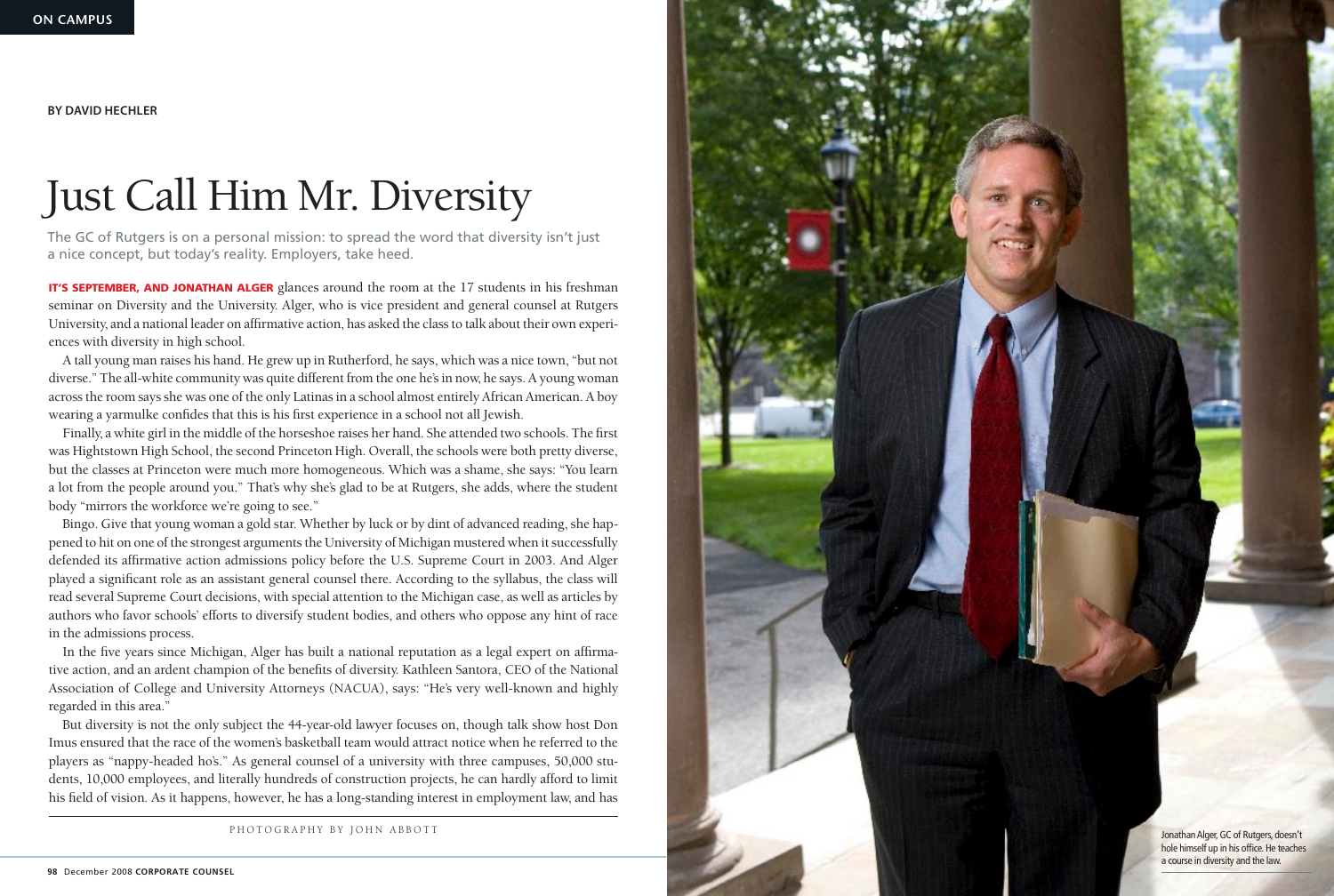BY DAVID HECHLER

# Just Call Him Mr. Diversity

The GC of Rutgers is on a personal mission: to spread the word that diversity isn't just a nice concept, but today's reality. Employers, take heed.

**IT'S SEPTEMBER, AND JONATHAN ALGER** glances around the room at the 17 students in his freshman seminar on Diversity and the University. Alger, who is vice president and general counsel at Rutgers University, and a national leader on affirmative action, has asked the class to talk about their own experiences with diversity in high school.

A tall young man raises his hand. He grew up in Rutherford, he says, which was a nice town, "but not diverse." The all-white community was quite different from the one he's in now, he says. A young woman across the room says she was one of the only Latinas in a school almost entirely African American. A boy wearing a yarmulke confides that this is his first experience in a school not all Jewish.

Finally, a white girl in the middle of the horseshoe raises her hand. She attended two schools. The first was Hightstown High School, the second Princeton High. Overall, the schools were both pretty diverse, but the classes at Princeton were much more homogeneous. Which was a shame, she says: "You learn a lot from the people around you." That's why she's glad to be at Rutgers, she adds, where the student body "mirrors the workforce we're going to see."

Bingo. Give that young woman a gold star. Whether by luck or by dint of advanced reading, she happened to hit on one of the strongest arguments the University of Michigan mustered when it successfully defended its affirmative action admissions policy before the U.S. Supreme Court in 2003. And Alger played a significant role as an assistant general counsel there. According to the syllabus, the class will read several Supreme Court decisions, with special attention to the Michigan case, as well as articles by authors who favor schools' efforts to diversify student bodies, and others who oppose any hint of race in the admissions process.

In the five years since Michigan, Alger has built a national reputation as a legal expert on affirmative action, and an ardent champion of the benefits of diversity. Kathleen Santora, CEO of the National Association of College and University Attorneys (NACUA), says: "He's very well-known and highly regarded in this area."

But diversity is not the only subject the 44-year-old lawyer focuses on, though talk show host Don Imus ensured that the race of the women's basketball team would attract notice when he referred to the players as "nappy-headed ho's." As general counsel of a university with three campuses, 50,000 students, 10,000 employees, and literally hundreds of construction projects, he can hardly afford to limit his field of vision. As it happens, however, he has a long-standing interest in employment law, and has

PHOTOGRAPHY BY JOHN ABBOTT

Jonathan Alger, GC of Rutgers, doesn't hole himself up in his office. He teaches a course in diversity and the law.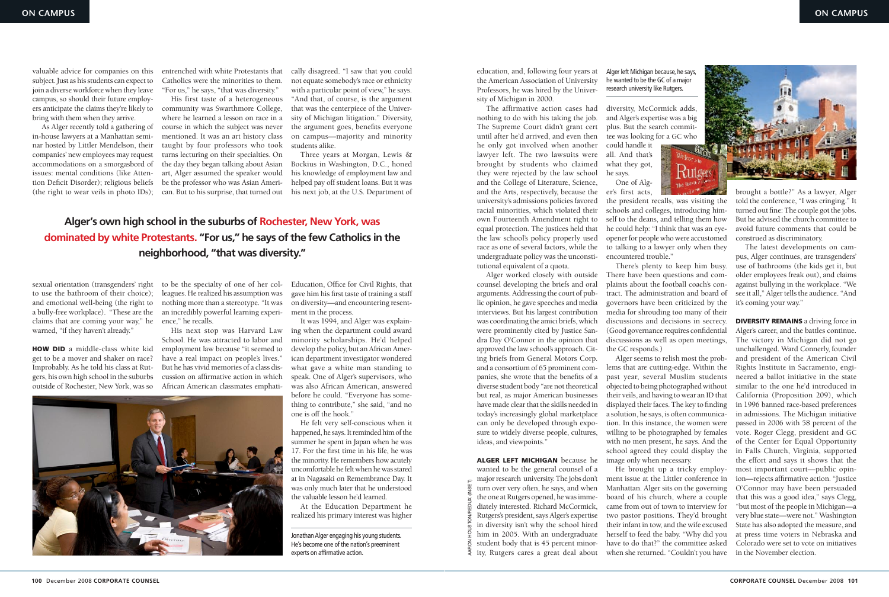valuable advice for companies on this subject. Just as his students can expect to join a diverse workforce when they leave campus, so should their future employers anticipate the claims they're likely to bring with them when they arrive.

As Alger recently told a gathering of in-house lawyers at a Manhattan seminar hosted by Littler Mendelson, their companies' new employees may request accommodations on a smorgasbord of issues: mental conditions (like Attention Deficit Disorder); religious beliefs (the right to wear veils in photo IDs); sexual orientation (transgenders' right to use the bathroom of their choice); and emotional well-being (the right to a bully-free workplace). "These are the claims that are coming your way," he warned, "if they haven't already."

**HOW DID** a middle-class white kid get to be a mover and shaker on race? Improbably. As he told his class at Rutgers, his own high school in the suburbs outside of Rochester, New York, was so entrenched with white Protestants that Catholics were the minorities to them. "For us," he says, "that was diversity."

His first taste of a heterogeneous community was Swarthmore College, where he learned a lesson on race in a course in which the subject was never mentioned. It was an art history class taught by four professors who took turns lecturing on their specialties. On the day they began talking about Asian art, Alger assumed the speaker would be the professor who was Asian American. But to his surprise, that turned out to be the specialty of one of her colleagues. He realized his assumption was nothing more than a stereotype. "It was an incredibly powerful learning experience," he recalls.

His next stop was Harvard Law School. He was attracted to labor and employment law because "it seemed to have a real impact on people's lives." But he has vivid memories of a class discussion on affirmative action in which African American classmates emphatically disagreed. "I saw that you could not equate somebody's race or ethnicity with a particular point of view," he says. "And that, of course, is the argument that was the centerpiece of the University of Michigan litigation." Diversity, the argument goes, benefits everyone on campus—majority and minority students alike.

Three years at Morgan, Lewis & Bockius in Washington, D.C., honed his knowledge of employment law and helped pay off student loans. But it was his next job, at the U.S. Department of Education, Office for Civil Rights, that gave him his first taste of training a staff on diversity—and encountering resentment in the process.

It was 1994, and Alger was explaining when the department could award minority scholarships. He'd helped develop the policy, but an African American department investigator wondered what gave a white man standing to speak. One of Alger's supervisors, who was also African American, answered before he could. "Everyone has something to contribute," she said, "and no one is off the hook."

He felt very self-conscious when it happened, he says. It reminded him of the summer he spent in Japan when he was 17. For the first time in his life, he was the minority. He remembers how acutely uncomfortable he felt when he was stared at in Nagasaki on Remembrance Day. It was only much later that he understood the valuable lesson he'd learned.

At the Education Department he realized his primary interest was higher education, and, following four years at the American Association of University Professors, he was hired by the University of Michigan in 2000.

**Alger's own high school in the suburbs of Rochester, New York, was dominated by white Protestants. "For us," he says of the few Catholics in the neighborhood, "that was diversity."**

Jonathan Alger engaging his young students. He's become one of the nation's preeminent experts on affirmative action.

The affirmative action cases had nothing to do with his taking the job. The Supreme Court didn't grant cert until after he'd arrived, and even then he only got involved when another lawyer left. The two lawsuits were brought by students who claimed they were rejected by the law school and the College of Literature, Science, and the Arts, respectively, because the university's admissions policies favored racial minorities, which violated their own Fourteenth Amendment right to equal protection. The justices held that the law school's policy properly used race as one of several factors, while the undergraduate policy was the unconstitutional equivalent of a quota.

Alger worked closely with outside counsel developing the briefs and oral arguments. Addressing the court of public opinion, he gave speeches and media interviews. But his largest contribution was coordinating the amici briefs, which were prominently cited by Justice Sandra Day O'Connor in the opinion that approved the law school's approach. Citing briefs from General Motors Corp. and a consortium of 65 prominent companies, she wrote that the benefits of a diverse student body "are not theoretical but real, as major American businesses have made clear that the skills needed in today's increasingly global marketplace can only be developed through exposure to widely diverse people, cultures, ideas, and viewpoints."

**ALGER LEFT MICHIGAN** because he wanted to be the general counsel of a major research university. The jobs don't turn over very often, he says, and when the one at Rutgers opened, he was immediately interested. Richard McCormick, Rutgers's president, says Alger's expertise in diversity isn't why the school hired him in 2005. With an undergraduate student body that is 45 percent minority, Rutgers cares a great deal about diversity, McCormick adds, and Alger's expertise was a big plus. But the search committee was looking for a GC who could handle it all. And that's what they got, he says.

Alger left Michigan because, he says, he wanted to be the GC of a major research university like Rutgers.

One of Alger's first acts, the president recalls, was visiting the schools and colleges, introducing himself to the deans, and telling them how he could help: "I think that was an eye-opener for people who were accustomed to talking to a lawyer only when they encountered trouble."

There's plenty to keep him busy. There have been questions and complaints about the football coach's contract. The administration and board of governors have been criticized by the media for shrouding too many of their discussions and decisions in secrecy. (Good governance requires confidential discussions as well as open meetings, the GC responds.)

Alger seems to relish most the problems that are cutting-edge. Within the past year, several Muslim students objected to being photographed without their veils, and having to wear an ID that displayed their faces. The key to finding a solution, he says, is often communication. In this instance, the women were willing to be photographed by females with no men present, he says. And the school agreed they could display the image only when necessary.

He brought up a tricky employment issue at the Littler conference in Manhattan. Alger sits on the governing board of his church, where a couple came from out of town to interview for two pastor positions. They'd brought their infant in tow, and the wife excused herself to feed the baby. "Why did you have to do that?" the committee asked when she returned. "Couldn't you have brought a bottle?" As a lawyer, Alger told the conference, "I was cringing." It turned out fine: The couple got the jobs. But he advised the church committee to avoid future comments that could be construed as discriminatory.

The latest developments on campus, Alger continues, are transgenders' use of bathrooms (the kids get it, but older employees freak out), and claims against bullying in the workplace. "We see it all," Alger tells the audience. "And it's coming your way."

**DIVERSITY REMAINS** a driving force in Alger's career, and the battles continue. The victory in Michigan did not go unchallenged. Ward Connerly, founder and president of the American Civil Rights Institute in Sacramento, engineered a ballot initiative in the state similar to the one he'd introduced in California (Proposition 209), which in 1996 banned race-based preferences in admissions. The Michigan initiative passed in 2006 with 58 percent of the vote. Roger Clegg, president and GC of the Center for Equal Opportunity in Falls Church, Virginia, supported the effort and says it shows that the most important court—public opinion—rejects affirmative action. "Justice O'Connor may have been persuaded that this was a good idea," says Clegg, "but most of the people in Michigan—a very blue state—were not." Washington State has also adopted the measure, and at press time voters in Nebraska and Colorado were set to vote on initiatives in the November election.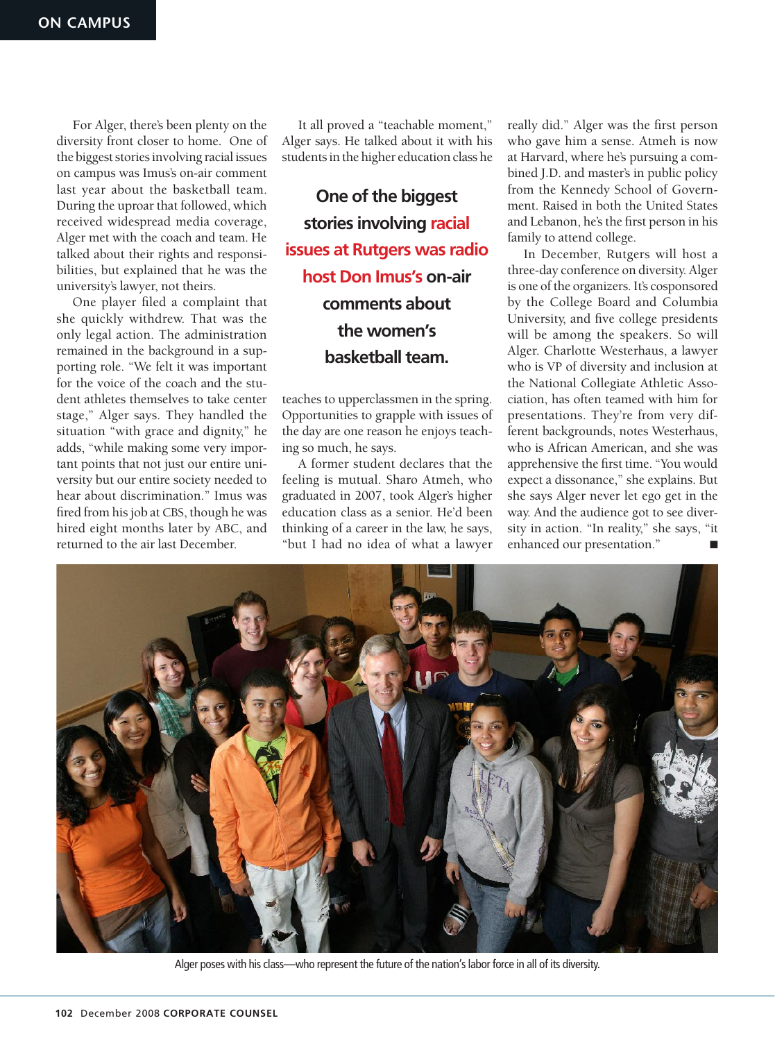For Alger, there's been plenty on the diversity front closer to home. One of the biggest stories involving racial issues on campus was Imus's on-air comment last year about the basketball team. During the uproar that followed, which received widespread media coverage, Alger met with the coach and team. He talked about their rights and responsibilities, but explained that he was the university's lawyer, not theirs.

One player filed a complaint that she quickly withdrew. That was the only legal action. The administration remained in the background in a supporting role. "We felt it was important for the voice of the coach and the student athletes themselves to take center stage," Alger says. They handled the situation "with grace and dignity," he adds, "while making some very important points that not just our entire university but our entire society needed to hear about discrimination." Imus was fired from his job at CBS, though he was hired eight months later by ABC, and returned to the air last December.

It all proved a "teachable moment," Alger says. He talked about it with his students in the higher education class he teaches to upperclassmen in the spring. Opportunities to grapple with issues of the day are one reason he enjoys teaching so much, he says.

**One of the biggest stories involving racial issues at Rutgers was radio host Don Imus's on-air comments about the women's basketball team.**

A former student declares that the feeling is mutual. Sharo Atmeh, who graduated in 2007, took Alger's higher education class as a senior. He'd been thinking of a career in the law, he says, "but I had no idea of what a lawyer really did." Alger was the first person who gave him a sense. Atmeh is now at Harvard, where he's pursuing a combined J.D. and master's in public policy from the Kennedy School of Government. Raised in both the United States and Lebanon, he's the first person in his family to attend college.

In December, Rutgers will host a three-day conference on diversity. Alger is one of the organizers. It's cosponsored by the College Board and Columbia University, and five college presidents will be among the speakers. So will Alger. Charlotte Westerhaus, a lawyer who is VP of diversity and inclusion at the National Collegiate Athletic Association, has often teamed with him for presentations. They're from very different backgrounds, notes Westerhaus, who is African American, and she was apprehensive the first time. "You would expect a dissonance," she explains. But she says Alger never let ego get in the way. And the audience got to see diversity in action. "In reality," she says, "it enhanced our presentation." ■

Alger poses with his class—who represent the future of the nation's labor force in all of its diversity.